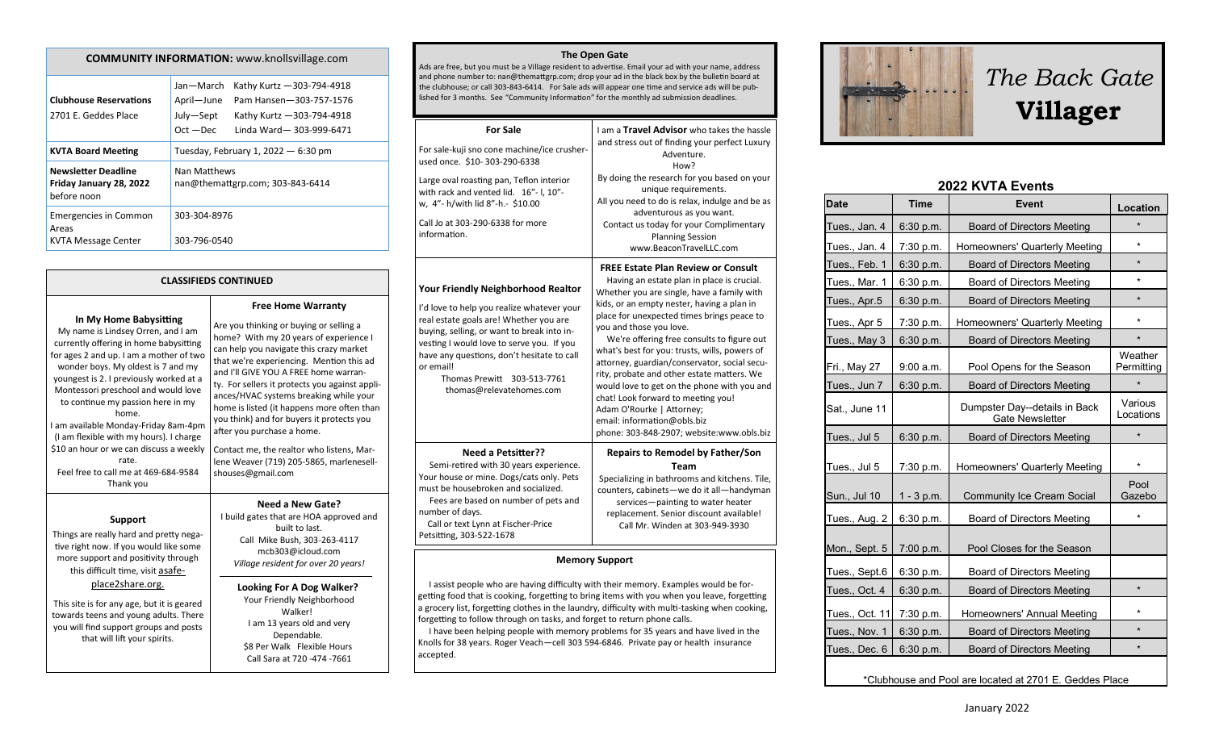## COMMUNITY INFORMATION: www.knollsvillage.com

| | |
|---|---|
| **Clubhouse Reservations** 2701 E. Geddes Place | Jan—March Kathy Kurtz —303-794-4918<br>April—June Pam Hansen—303-757-1576<br>July—Sept Kathy Kurtz —303-794-4918<br>Oct —Dec Linda Ward— 303-999-6471 |
| **KVTA Board Meeting** | Tuesday, February 1, 2022 — 6:30 pm |
| **Newsletter Deadline Friday January 28, 2022** before noon | Nan Matthews<br>nan@themattgrp.com; 303-843-6414 |
| Emergencies in Common Areas<br>KVTA Message Center | 303-304-8976<br>303-796-0540 |

## CLASSIFIEDS CONTINUED

### In My Home Babysitting

My name is Lindsey Orren, and I am currently offering in home babysitting for ages 2 and up. I am a mother of two wonder boys. My oldest is 7 and my youngest is 2. I previously worked at a Montessori preschool and would love to continue my passion here in my home.
I am available Monday-Friday 8am-4pm (I am flexible with my hours). I charge $10 an hour or we can discuss a weekly rate.
Feel free to call me at 469-684-9584
Thank you

### Free Home Warranty

Are you thinking or buying or selling a home? With my 20 years of experience I can help you navigate this crazy market that we're experiencing. Mention this ad and I'll GIVE YOU A FREE home warranty. For sellers it protects you against appliances/HVAC systems breaking while your home is listed (it happens more often than you think) and for buyers it protects you after you purchase a home.

Contact me, the realtor who listens, Marlene Weaver (719) 205-5865, marlenesellshouses@gmail.com

### Support

Things are really hard and pretty negative right now. If you would like some more support and positivity through this difficult time, visit asafeplace2share.org.

This site is for any age, but it is geared towards teens and young adults. There you will find support groups and posts that will lift your spirits.

### Need a New Gate?

I build gates that are HOA approved and built to last.
Call Mike Bush, 303-263-4117
mcb303@icloud.com
*Village resident for over 20 years!*

### Looking For A Dog Walker?

Your Friendly Neighborhood Walker!
I am 13 years old and very Dependable.
$8 Per Walk Flexible Hours
Call Sara at 720 -474 -7661

## The Open Gate

Ads are free, but you must be a Village resident to advertise. Email your ad with your name, address and phone number to: nan@themattgrp.com; drop your ad in the black box by the bulletin board at the clubhouse; or call 303-843-6414. For Sale ads will appear one time and service ads will be published for 3 months. See "Community Information" for the monthly ad submission deadlines.

### For Sale

For sale-kuji sno cone machine/ice crusher-used once. $10- 303-290-6338

Large oval roasting pan, Teflon interior with rack and vented lid. 16"- l, 10"-w, 4"- h/with lid 8"-h.- $10.00

Call Jo at 303-290-6338 for more information.

I am a **Travel Advisor** who takes the hassle and stress out of finding your perfect Luxury Adventure.
How?
By doing the research for you based on your unique requirements.
All you need to do is relax, indulge and be as adventurous as you want.
Contact us today for your Complimentary Planning Session
www.BeaconTravelLLC.com

### Your Friendly Neighborhood Realtor

I'd love to help you realize whatever your real estate goals are! Whether you are buying, selling, or want to break into investing I would love to serve you. If you have any questions, don't hesitate to call or email!
Thomas Prewitt 303-513-7761
thomas@relevatehomes.com

### FREE Estate Plan Review or Consult

Having an estate plan in place is crucial. Whether you are single, have a family with kids, or an empty nester, having a plan in place for unexpected times brings peace to you and those you love.
We're offering free consults to figure out what's best for you: trusts, wills, powers of attorney, guardian/conservator, social security, probate and other estate matters. We would love to get on the phone with you and chat! Look forward to meeting you!
Adam O'Rourke | Attorney;
email: information@obls.biz
phone: 303-848-2907; website:www.obls.biz

### Need a Petsitter??

Semi-retired with 30 years experience. Your house or mine. Dogs/cats only. Pets must be housebroken and socialized.
Fees are based on number of pets and number of days.
Call or text Lynn at Fischer-Price Petsitting, 303-522-1678

### Repairs to Remodel by Father/Son Team

Specializing in bathrooms and kitchens. Tile, counters, cabinets—we do it all—handyman services—painting to water heater replacement. Senior discount available!
Call Mr. Winden at 303-949-3930

### Memory Support

I assist people who are having difficulty with their memory. Examples would be forgetting food that is cooking, forgetting to bring items with you when you leave, forgetting a grocery list, forgetting clothes in the laundry, difficulty with multi-tasking when cooking, forgetting to follow through on tasks, and forget to return phone calls.
I have been helping people with memory problems for 35 years and have lived in the Knolls for 38 years. Roger Veach—cell 303 594-6846. Private pay or health insurance accepted.

# *The Back Gate* **Villager**

## 2022 KVTA Events

| Date | Time | Event | Location |
|---|---|---|---|
| Tues., Jan. 4 | 6:30 p.m. | Board of Directors Meeting | * |
| Tues., Jan. 4 | 7:30 p.m. | Homeowners' Quarterly Meeting | * |
| Tues., Feb. 1 | 6:30 p.m. | Board of Directors Meeting | * |
| Tues., Mar. 1 | 6:30 p.m. | Board of Directors Meeting | * |
| Tues., Apr.5 | 6:30 p.m. | Board of Directors Meeting | * |
| Tues., Apr 5 | 7:30 p.m. | Homeowners' Quarterly Meeting | * |
| Tues., May 3 | 6:30 p.m. | Board of Directors Meeting | * |
| Fri., May 27 | 9:00 a.m. | Pool Opens for the Season | Weather Permitting |
| Tues., Jun 7 | 6:30 p.m. | Board of Directors Meeting | * |
| Sat., June 11 | | Dumpster Day--details in Back Gate Newsletter | Various Locations |
| Tues., Jul 5 | 6:30 p.m. | Board of Directors Meeting | * |
| Tues., Jul 5 | 7:30 p.m. | Homeowners' Quarterly Meeting | * |
| Sun., Jul 10 | 1 - 3 p.m. | Community Ice Cream Social | Pool Gazebo |
| Tues., Aug. 2 | 6:30 p.m. | Board of Directors Meeting | * |
| Mon., Sept. 5 | 7:00 p.m. | Pool Closes for the Season | |
| Tues., Sept.6 | 6:30 p.m. | Board of Directors Meeting | |
| Tues., Oct. 4 | 6:30 p.m. | Board of Directors Meeting | * |
| Tues., Oct. 11 | 7:30 p.m. | Homeowners' Annual Meeting | * |
| Tues., Nov. 1 | 6:30 p.m. | Board of Directors Meeting | * |
| Tues., Dec. 6 | 6:30 p.m. | Board of Directors Meeting | * |

*Clubhouse and Pool are located at 2701 E. Geddes Place

January 2022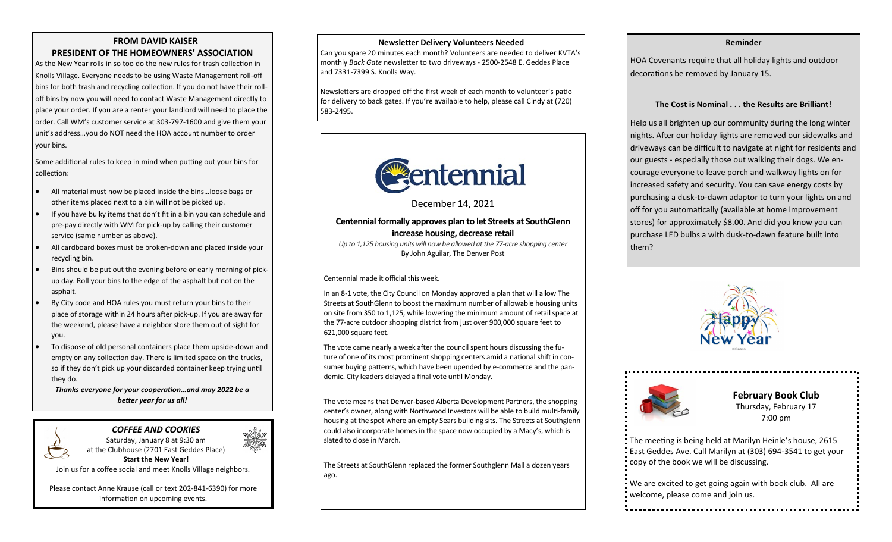## FROM DAVID KAISER
## PRESIDENT OF THE HOMEOWNERS' ASSOCIATION

As the New Year rolls in so too do the new rules for trash collection in Knolls Village. Everyone needs to be using Waste Management roll-off bins for both trash and recycling collection. If you do not have their roll-off bins by now you will need to contact Waste Management directly to place your order. If you are a renter your landlord will need to place the order. Call WM's customer service at 303-797-1600 and give them your unit's address…you do NOT need the HOA account number to order your bins.

Some additional rules to keep in mind when putting out your bins for collection:

- All material must now be placed inside the bins…loose bags or other items placed next to a bin will not be picked up.
- If you have bulky items that don't fit in a bin you can schedule and pre-pay directly with WM for pick-up by calling their customer service (same number as above).
- All cardboard boxes must be broken-down and placed inside your recycling bin.
- Bins should be put out the evening before or early morning of pick-up day. Roll your bins to the edge of the asphalt but not on the asphalt.
- By City code and HOA rules you must return your bins to their place of storage within 24 hours after pick-up. If you are away for the weekend, please have a neighbor store them out of sight for you.
- To dispose of old personal containers place them upside-down and empty on any collection day. There is limited space on the trucks, so if they don't pick up your discarded container keep trying until they do.

***Thanks everyone for your cooperation…and may 2022 be a better year for us all!***

### *COFFEE AND COOKIES*

Saturday, January 8 at 9:30 am
at the Clubhouse (2701 East Geddes Place)
**Start the New Year!**

Join us for a coffee social and meet Knolls Village neighbors.

Please contact Anne Krause (call or text 202-841-6390) for more information on upcoming events.

### Newsletter Delivery Volunteers Needed

Can you spare 20 minutes each month? Volunteers are needed to deliver KVTA's monthly *Back Gate* newsletter to two driveways - 2500-2548 E. Geddes Place and 7331-7399 S. Knolls Way.

Newsletters are dropped off the first week of each month to volunteer's patio for delivery to back gates. If you're available to help, please call Cindy at (720) 583-2495.

Centennial

December 14, 2021

### Centennial formally approves plan to let Streets at SouthGlenn increase housing, decrease retail

*Up to 1,125 housing units will now be allowed at the 77-acre shopping center*
By John Aguilar, The Denver Post

Centennial made it official this week.

In an 8-1 vote, the City Council on Monday approved a plan that will allow The Streets at SouthGlenn to boost the maximum number of allowable housing units on site from 350 to 1,125, while lowering the minimum amount of retail space at the 77-acre outdoor shopping district from just over 900,000 square feet to 621,000 square feet.

The vote came nearly a week after the council spent hours discussing the future of one of its most prominent shopping centers amid a national shift in consumer buying patterns, which have been upended by e-commerce and the pandemic. City leaders delayed a final vote until Monday.

The vote means that Denver-based Alberta Development Partners, the shopping center's owner, along with Northwood Investors will be able to build multi-family housing at the spot where an empty Sears building sits. The Streets at Southglenn could also incorporate homes in the space now occupied by a Macy's, which is slated to close in March.

The Streets at SouthGlenn replaced the former Southglenn Mall a dozen years ago.

### Reminder

HOA Covenants require that all holiday lights and outdoor decorations be removed by January 15.

### The Cost is Nominal . . . the Results are Brilliant!

Help us all brighten up our community during the long winter nights. After our holiday lights are removed our sidewalks and driveways can be difficult to navigate at night for residents and our guests - especially those out walking their dogs. We encourage everyone to leave porch and walkway lights on for increased safety and security. You can save energy costs by purchasing a dusk-to-dawn adaptor to turn your lights on and off for you automatically (available at home improvement stores) for approximately $8.00. And did you know you can purchase LED bulbs a with dusk-to-dawn feature built into them?

Happy New Year

### February Book Club

Thursday, February 17
7:00 pm

The meeting is being held at Marilyn Heinle's house, 2615 East Geddes Ave. Call Marilyn at (303) 694-3541 to get your copy of the book we will be discussing.

We are excited to get going again with book club. All are welcome, please come and join us.